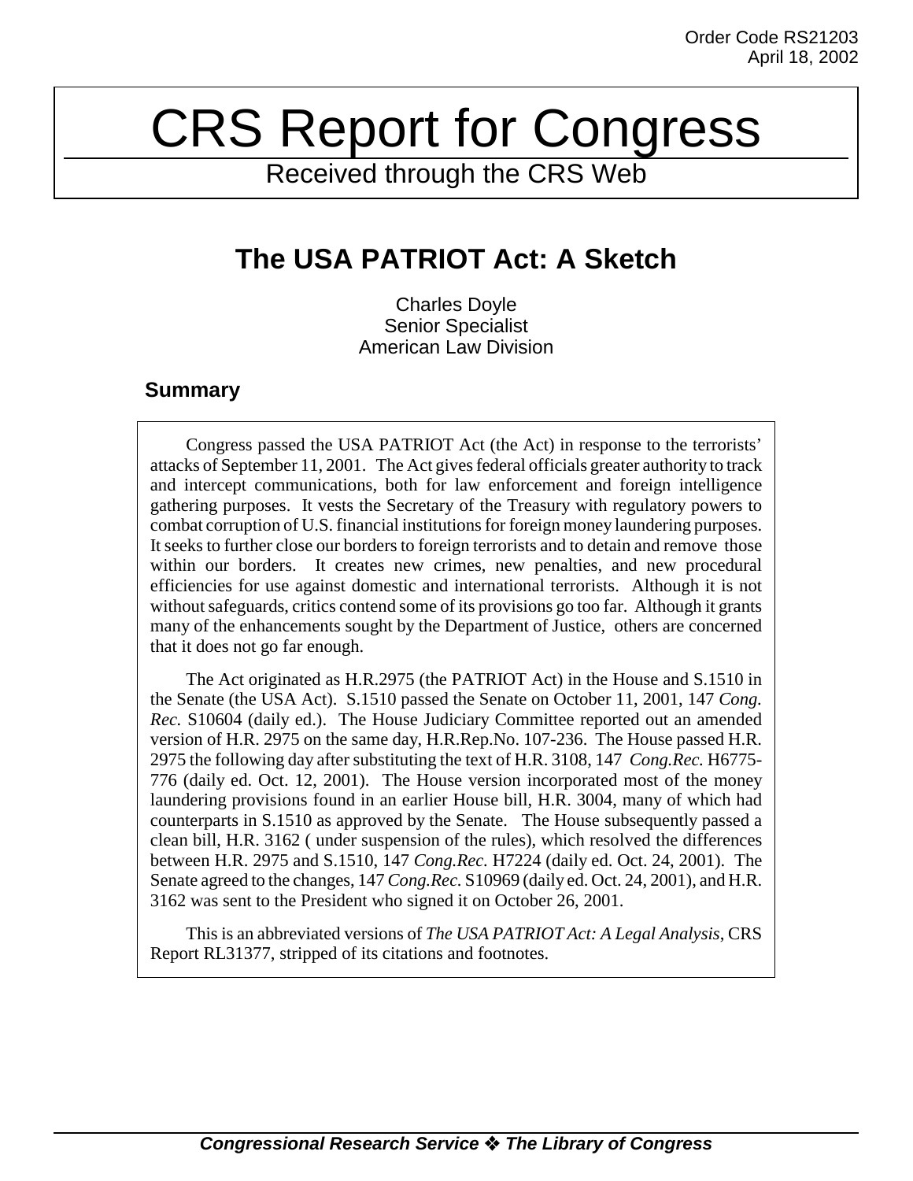Order Code RS21203
April 18, 2002

# CRS Report for Congress

Received through the CRS Web

## The USA PATRIOT Act: A Sketch

Charles Doyle
Senior Specialist
American Law Division

### Summary

Congress passed the USA PATRIOT Act (the Act) in response to the terrorists' attacks of September 11, 2001. The Act gives federal officials greater authority to track and intercept communications, both for law enforcement and foreign intelligence gathering purposes. It vests the Secretary of the Treasury with regulatory powers to combat corruption of U.S. financial institutions for foreign money laundering purposes. It seeks to further close our borders to foreign terrorists and to detain and remove those within our borders. It creates new crimes, new penalties, and new procedural efficiencies for use against domestic and international terrorists. Although it is not without safeguards, critics contend some of its provisions go too far. Although it grants many of the enhancements sought by the Department of Justice, others are concerned that it does not go far enough.

The Act originated as H.R.2975 (the PATRIOT Act) in the House and S.1510 in the Senate (the USA Act). S.1510 passed the Senate on October 11, 2001, 147 *Cong. Rec.* S10604 (daily ed.). The House Judiciary Committee reported out an amended version of H.R. 2975 on the same day, H.R.Rep.No. 107-236. The House passed H.R. 2975 the following day after substituting the text of H.R. 3108, 147 *Cong.Rec.* H6775-776 (daily ed. Oct. 12, 2001). The House version incorporated most of the money laundering provisions found in an earlier House bill, H.R. 3004, many of which had counterparts in S.1510 as approved by the Senate. The House subsequently passed a clean bill, H.R. 3162 ( under suspension of the rules), which resolved the differences between H.R. 2975 and S.1510, 147 *Cong.Rec.* H7224 (daily ed. Oct. 24, 2001). The Senate agreed to the changes, 147 *Cong.Rec.* S10969 (daily ed. Oct. 24, 2001), and H.R. 3162 was sent to the President who signed it on October 26, 2001.

This is an abbreviated versions of *The USA PATRIOT Act: A Legal Analysis*, CRS Report RL31377, stripped of its citations and footnotes.

**Congressional Research Service ❖ The Library of Congress**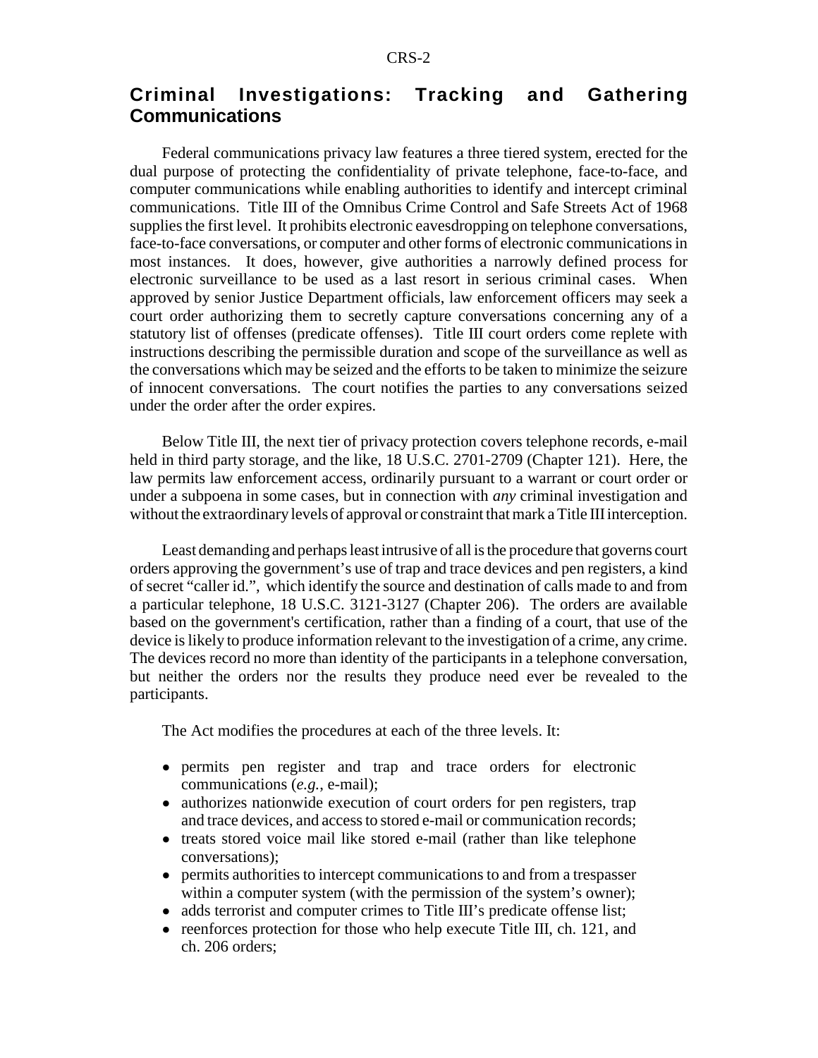## Criminal Investigations: Tracking and Gathering Communications

Federal communications privacy law features a three tiered system, erected for the dual purpose of protecting the confidentiality of private telephone, face-to-face, and computer communications while enabling authorities to identify and intercept criminal communications. Title III of the Omnibus Crime Control and Safe Streets Act of 1968 supplies the first level. It prohibits electronic eavesdropping on telephone conversations, face-to-face conversations, or computer and other forms of electronic communications in most instances. It does, however, give authorities a narrowly defined process for electronic surveillance to be used as a last resort in serious criminal cases. When approved by senior Justice Department officials, law enforcement officers may seek a court order authorizing them to secretly capture conversations concerning any of a statutory list of offenses (predicate offenses). Title III court orders come replete with instructions describing the permissible duration and scope of the surveillance as well as the conversations which may be seized and the efforts to be taken to minimize the seizure of innocent conversations. The court notifies the parties to any conversations seized under the order after the order expires.

Below Title III, the next tier of privacy protection covers telephone records, e-mail held in third party storage, and the like, 18 U.S.C. 2701-2709 (Chapter 121). Here, the law permits law enforcement access, ordinarily pursuant to a warrant or court order or under a subpoena in some cases, but in connection with *any* criminal investigation and without the extraordinary levels of approval or constraint that mark a Title III interception.

Least demanding and perhaps least intrusive of all is the procedure that governs court orders approving the government's use of trap and trace devices and pen registers, a kind of secret "caller id.", which identify the source and destination of calls made to and from a particular telephone, 18 U.S.C. 3121-3127 (Chapter 206). The orders are available based on the government's certification, rather than a finding of a court, that use of the device is likely to produce information relevant to the investigation of a crime, any crime. The devices record no more than identity of the participants in a telephone conversation, but neither the orders nor the results they produce need ever be revealed to the participants.

The Act modifies the procedures at each of the three levels. It:

- permits pen register and trap and trace orders for electronic communications (*e.g.*, e-mail);
- authorizes nationwide execution of court orders for pen registers, trap and trace devices, and access to stored e-mail or communication records;
- treats stored voice mail like stored e-mail (rather than like telephone conversations);
- permits authorities to intercept communications to and from a trespasser within a computer system (with the permission of the system's owner);
- adds terrorist and computer crimes to Title III's predicate offense list;
- reenforces protection for those who help execute Title III, ch. 121, and ch. 206 orders;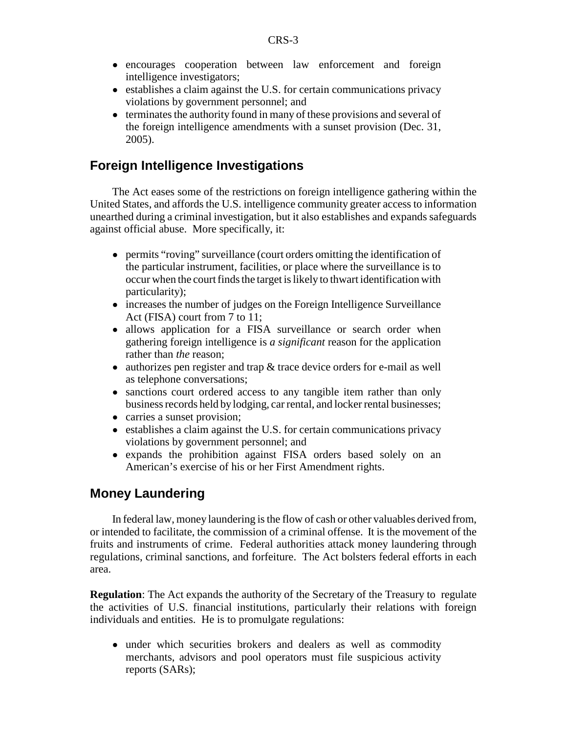- encourages cooperation between law enforcement and foreign intelligence investigators;
- establishes a claim against the U.S. for certain communications privacy violations by government personnel; and
- terminates the authority found in many of these provisions and several of the foreign intelligence amendments with a sunset provision (Dec. 31, 2005).

## Foreign Intelligence Investigations

The Act eases some of the restrictions on foreign intelligence gathering within the United States, and affords the U.S. intelligence community greater access to information unearthed during a criminal investigation, but it also establishes and expands safeguards against official abuse. More specifically, it:

- permits "roving" surveillance (court orders omitting the identification of the particular instrument, facilities, or place where the surveillance is to occur when the court finds the target is likely to thwart identification with particularity);
- increases the number of judges on the Foreign Intelligence Surveillance Act (FISA) court from 7 to 11;
- allows application for a FISA surveillance or search order when gathering foreign intelligence is *a significant* reason for the application rather than *the* reason;
- authorizes pen register and trap & trace device orders for e-mail as well as telephone conversations;
- sanctions court ordered access to any tangible item rather than only business records held by lodging, car rental, and locker rental businesses;
- carries a sunset provision;
- establishes a claim against the U.S. for certain communications privacy violations by government personnel; and
- expands the prohibition against FISA orders based solely on an American's exercise of his or her First Amendment rights.

## Money Laundering

In federal law, money laundering is the flow of cash or other valuables derived from, or intended to facilitate, the commission of a criminal offense. It is the movement of the fruits and instruments of crime. Federal authorities attack money laundering through regulations, criminal sanctions, and forfeiture. The Act bolsters federal efforts in each area.

**Regulation**: The Act expands the authority of the Secretary of the Treasury to regulate the activities of U.S. financial institutions, particularly their relations with foreign individuals and entities. He is to promulgate regulations:

- under which securities brokers and dealers as well as commodity merchants, advisors and pool operators must file suspicious activity reports (SARs);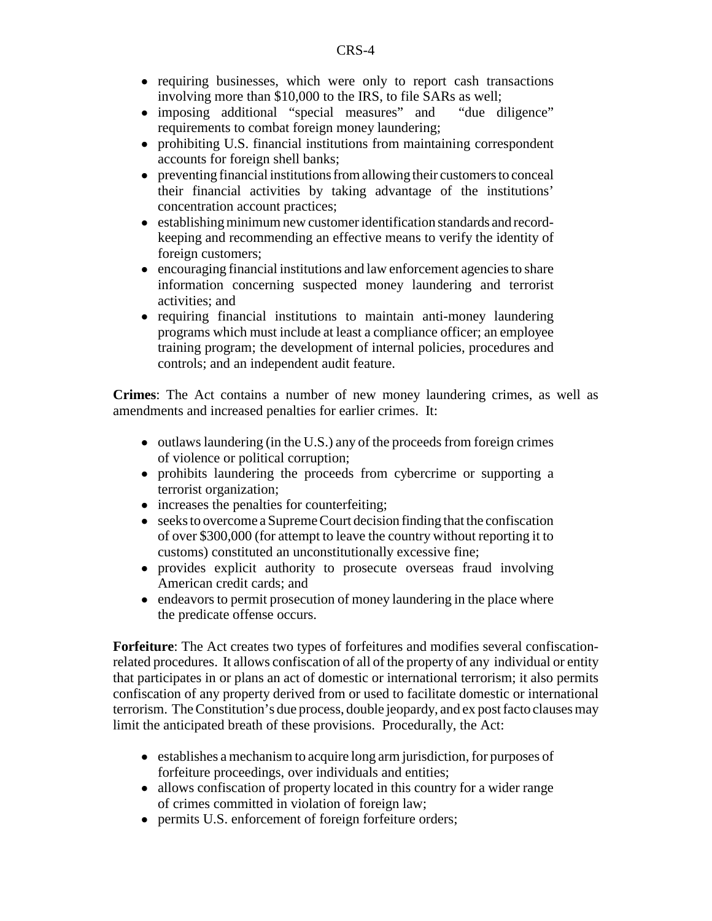- requiring businesses, which were only to report cash transactions involving more than $10,000 to the IRS, to file SARs as well;
- imposing additional "special measures" and "due diligence" requirements to combat foreign money laundering;
- prohibiting U.S. financial institutions from maintaining correspondent accounts for foreign shell banks;
- preventing financial institutions from allowing their customers to conceal their financial activities by taking advantage of the institutions' concentration account practices;
- establishing minimum new customer identification standards and record-keeping and recommending an effective means to verify the identity of foreign customers;
- encouraging financial institutions and law enforcement agencies to share information concerning suspected money laundering and terrorist activities; and
- requiring financial institutions to maintain anti-money laundering programs which must include at least a compliance officer; an employee training program; the development of internal policies, procedures and controls; and an independent audit feature.

**Crimes**: The Act contains a number of new money laundering crimes, as well as amendments and increased penalties for earlier crimes. It:

- outlaws laundering (in the U.S.) any of the proceeds from foreign crimes of violence or political corruption;
- prohibits laundering the proceeds from cybercrime or supporting a terrorist organization;
- increases the penalties for counterfeiting;
- seeks to overcome a Supreme Court decision finding that the confiscation of over $300,000 (for attempt to leave the country without reporting it to customs) constituted an unconstitutionally excessive fine;
- provides explicit authority to prosecute overseas fraud involving American credit cards; and
- endeavors to permit prosecution of money laundering in the place where the predicate offense occurs.

**Forfeiture**: The Act creates two types of forfeitures and modifies several confiscation-related procedures. It allows confiscation of all of the property of any individual or entity that participates in or plans an act of domestic or international terrorism; it also permits confiscation of any property derived from or used to facilitate domestic or international terrorism. The Constitution's due process, double jeopardy, and ex post facto clauses may limit the anticipated breath of these provisions. Procedurally, the Act:

- establishes a mechanism to acquire long arm jurisdiction, for purposes of forfeiture proceedings, over individuals and entities;
- allows confiscation of property located in this country for a wider range of crimes committed in violation of foreign law;
- permits U.S. enforcement of foreign forfeiture orders;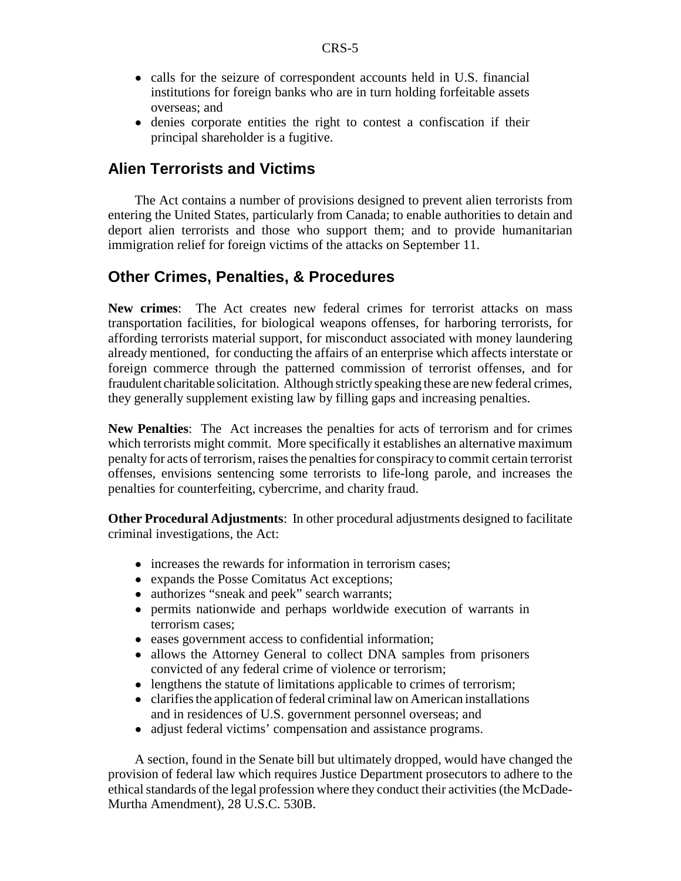- calls for the seizure of correspondent accounts held in U.S. financial institutions for foreign banks who are in turn holding forfeitable assets overseas; and
- denies corporate entities the right to contest a confiscation if their principal shareholder is a fugitive.

## Alien Terrorists and Victims

The Act contains a number of provisions designed to prevent alien terrorists from entering the United States, particularly from Canada; to enable authorities to detain and deport alien terrorists and those who support them; and to provide humanitarian immigration relief for foreign victims of the attacks on September 11.

## Other Crimes, Penalties, & Procedures

**New crimes**: The Act creates new federal crimes for terrorist attacks on mass transportation facilities, for biological weapons offenses, for harboring terrorists, for affording terrorists material support, for misconduct associated with money laundering already mentioned, for conducting the affairs of an enterprise which affects interstate or foreign commerce through the patterned commission of terrorist offenses, and for fraudulent charitable solicitation. Although strictly speaking these are new federal crimes, they generally supplement existing law by filling gaps and increasing penalties.

**New Penalties**: The Act increases the penalties for acts of terrorism and for crimes which terrorists might commit. More specifically it establishes an alternative maximum penalty for acts of terrorism, raises the penalties for conspiracy to commit certain terrorist offenses, envisions sentencing some terrorists to life-long parole, and increases the penalties for counterfeiting, cybercrime, and charity fraud.

**Other Procedural Adjustments**: In other procedural adjustments designed to facilitate criminal investigations, the Act:

- increases the rewards for information in terrorism cases;
- expands the Posse Comitatus Act exceptions;
- authorizes "sneak and peek" search warrants;
- permits nationwide and perhaps worldwide execution of warrants in terrorism cases;
- eases government access to confidential information;
- allows the Attorney General to collect DNA samples from prisoners convicted of any federal crime of violence or terrorism;
- lengthens the statute of limitations applicable to crimes of terrorism;
- clarifies the application of federal criminal law on American installations and in residences of U.S. government personnel overseas; and
- adjust federal victims' compensation and assistance programs.

A section, found in the Senate bill but ultimately dropped, would have changed the provision of federal law which requires Justice Department prosecutors to adhere to the ethical standards of the legal profession where they conduct their activities (the McDade-Murtha Amendment), 28 U.S.C. 530B.